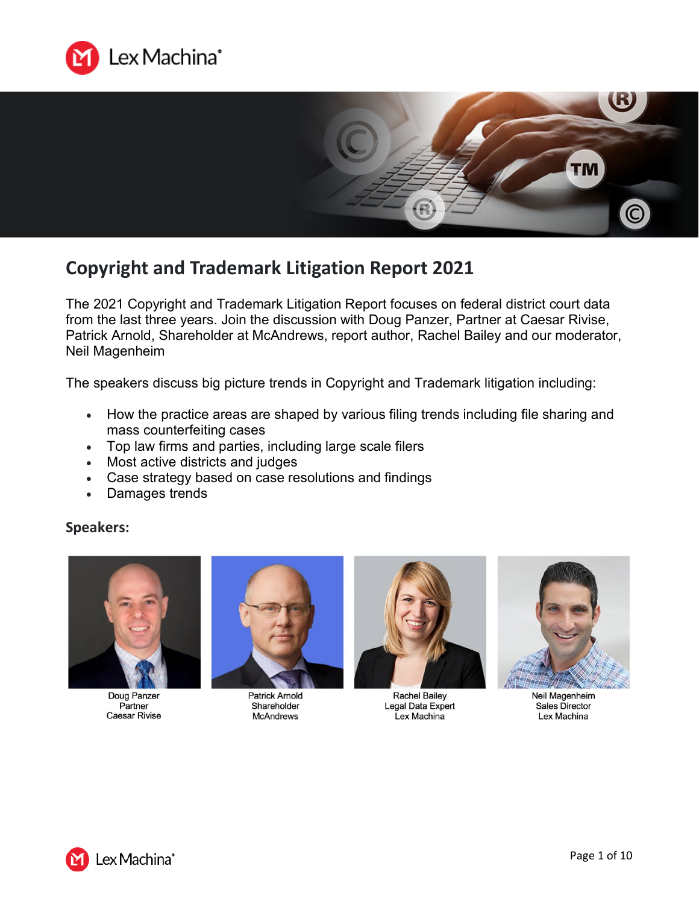# Copyright and Trademark Litigation Report 2021

The 2021 Copyright and Trademark Litigation Report focuses on federal district court data from the last three years. Join the discussion with Doug Panzer, Partner at Caesar Rivise, Patrick Arnold, Shareholder at McAndrews, report author, Rachel Bailey and our moderator, Neil Magenheim

The speakers discuss big picture trends in Copyright and Trademark litigation including:

- How the practice areas are shaped by various filing trends including file sharing and mass counterfeiting cases
- Top law firms and parties, including large scale filers
- Most active districts and judges
- Case strategy based on case resolutions and findings
- Damages trends

## Speakers:

Doug Panzer
Partner
Caesar Rivise

Patrick Arnold
Shareholder
McAndrews

Rachel Bailey
Legal Data Expert
Lex Machina

Neil Magenheim
Sales Director
Lex Machina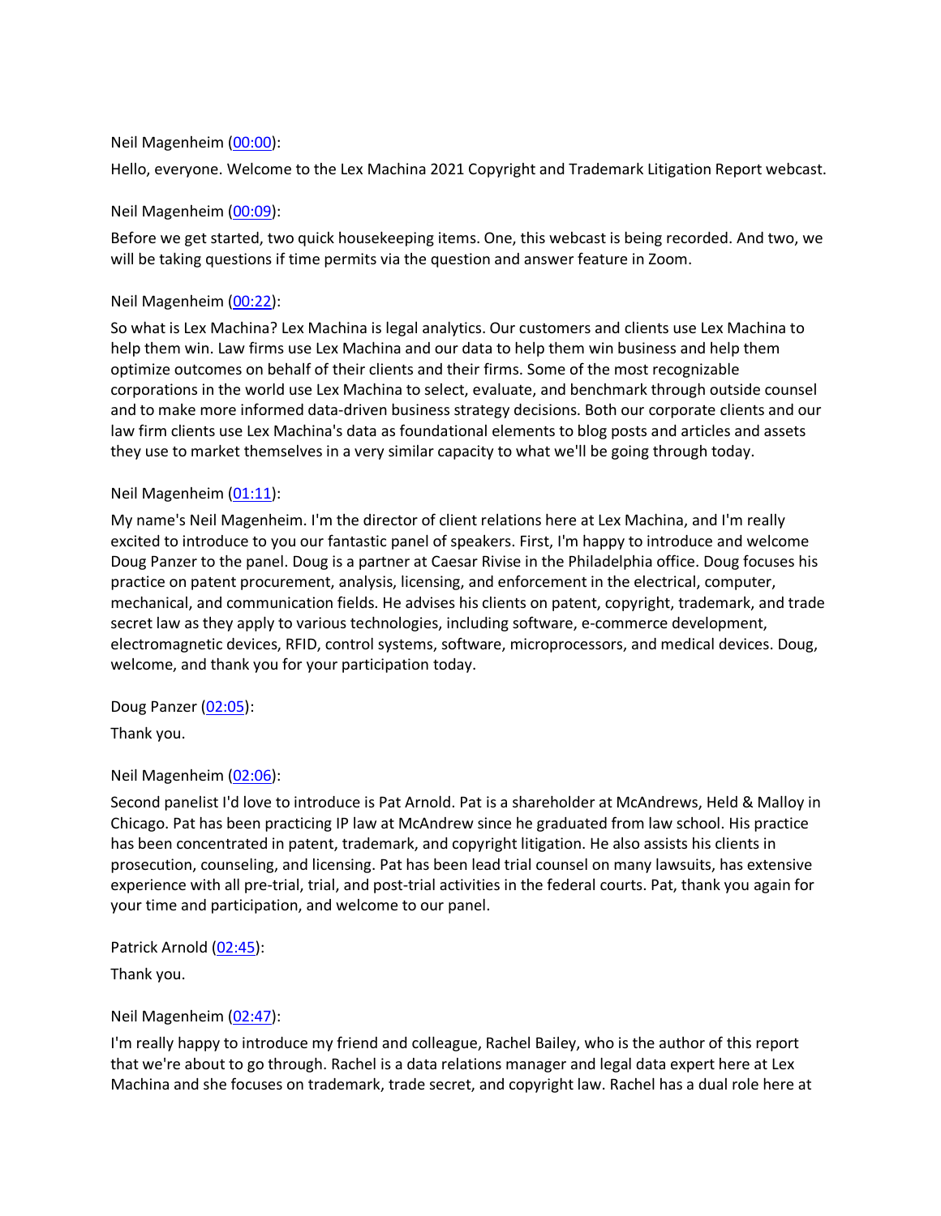Neil Magenheim ([00:00](#)):

Hello, everyone. Welcome to the Lex Machina 2021 Copyright and Trademark Litigation Report webcast.

Neil Magenheim ([00:09](#)):

Before we get started, two quick housekeeping items. One, this webcast is being recorded. And two, we will be taking questions if time permits via the question and answer feature in Zoom.

Neil Magenheim ([00:22](#)):

So what is Lex Machina? Lex Machina is legal analytics. Our customers and clients use Lex Machina to help them win. Law firms use Lex Machina and our data to help them win business and help them optimize outcomes on behalf of their clients and their firms. Some of the most recognizable corporations in the world use Lex Machina to select, evaluate, and benchmark through outside counsel and to make more informed data-driven business strategy decisions. Both our corporate clients and our law firm clients use Lex Machina's data as foundational elements to blog posts and articles and assets they use to market themselves in a very similar capacity to what we'll be going through today.

Neil Magenheim ([01:11](#)):

My name's Neil Magenheim. I'm the director of client relations here at Lex Machina, and I'm really excited to introduce to you our fantastic panel of speakers. First, I'm happy to introduce and welcome Doug Panzer to the panel. Doug is a partner at Caesar Rivise in the Philadelphia office. Doug focuses his practice on patent procurement, analysis, licensing, and enforcement in the electrical, computer, mechanical, and communication fields. He advises his clients on patent, copyright, trademark, and trade secret law as they apply to various technologies, including software, e-commerce development, electromagnetic devices, RFID, control systems, software, microprocessors, and medical devices. Doug, welcome, and thank you for your participation today.

Doug Panzer ([02:05](#)):

Thank you.

Neil Magenheim ([02:06](#)):

Second panelist I'd love to introduce is Pat Arnold. Pat is a shareholder at McAndrews, Held & Malloy in Chicago. Pat has been practicing IP law at McAndrew since he graduated from law school. His practice has been concentrated in patent, trademark, and copyright litigation. He also assists his clients in prosecution, counseling, and licensing. Pat has been lead trial counsel on many lawsuits, has extensive experience with all pre-trial, trial, and post-trial activities in the federal courts. Pat, thank you again for your time and participation, and welcome to our panel.

Patrick Arnold ([02:45](#)):

Thank you.

Neil Magenheim ([02:47](#)):

I'm really happy to introduce my friend and colleague, Rachel Bailey, who is the author of this report that we're about to go through. Rachel is a data relations manager and legal data expert here at Lex Machina and she focuses on trademark, trade secret, and copyright law. Rachel has a dual role here at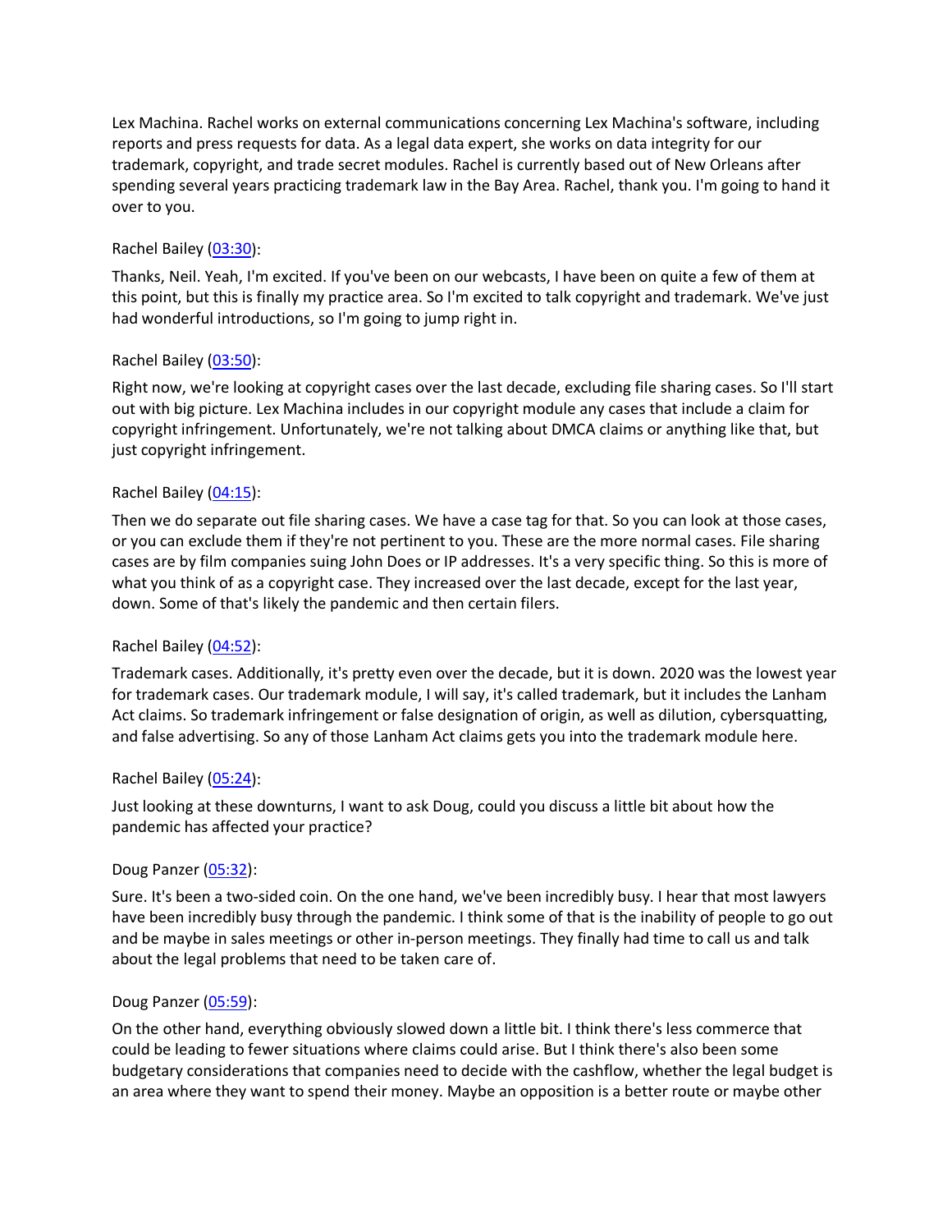Lex Machina. Rachel works on external communications concerning Lex Machina's software, including reports and press requests for data. As a legal data expert, she works on data integrity for our trademark, copyright, and trade secret modules. Rachel is currently based out of New Orleans after spending several years practicing trademark law in the Bay Area. Rachel, thank you. I'm going to hand it over to you.

Rachel Bailey ([03:30]):

Thanks, Neil. Yeah, I'm excited. If you've been on our webcasts, I have been on quite a few of them at this point, but this is finally my practice area. So I'm excited to talk copyright and trademark. We've just had wonderful introductions, so I'm going to jump right in.

Rachel Bailey ([03:50]):

Right now, we're looking at copyright cases over the last decade, excluding file sharing cases. So I'll start out with big picture. Lex Machina includes in our copyright module any cases that include a claim for copyright infringement. Unfortunately, we're not talking about DMCA claims or anything like that, but just copyright infringement.

Rachel Bailey ([04:15]):

Then we do separate out file sharing cases. We have a case tag for that. So you can look at those cases, or you can exclude them if they're not pertinent to you. These are the more normal cases. File sharing cases are by film companies suing John Does or IP addresses. It's a very specific thing. So this is more of what you think of as a copyright case. They increased over the last decade, except for the last year, down. Some of that's likely the pandemic and then certain filers.

Rachel Bailey ([04:52]):

Trademark cases. Additionally, it's pretty even over the decade, but it is down. 2020 was the lowest year for trademark cases. Our trademark module, I will say, it's called trademark, but it includes the Lanham Act claims. So trademark infringement or false designation of origin, as well as dilution, cybersquatting, and false advertising. So any of those Lanham Act claims gets you into the trademark module here.

Rachel Bailey ([05:24]):

Just looking at these downturns, I want to ask Doug, could you discuss a little bit about how the pandemic has affected your practice?

Doug Panzer ([05:32]):

Sure. It's been a two-sided coin. On the one hand, we've been incredibly busy. I hear that most lawyers have been incredibly busy through the pandemic. I think some of that is the inability of people to go out and be maybe in sales meetings or other in-person meetings. They finally had time to call us and talk about the legal problems that need to be taken care of.

Doug Panzer ([05:59]):

On the other hand, everything obviously slowed down a little bit. I think there's less commerce that could be leading to fewer situations where claims could arise. But I think there's also been some budgetary considerations that companies need to decide with the cashflow, whether the legal budget is an area where they want to spend their money. Maybe an opposition is a better route or maybe other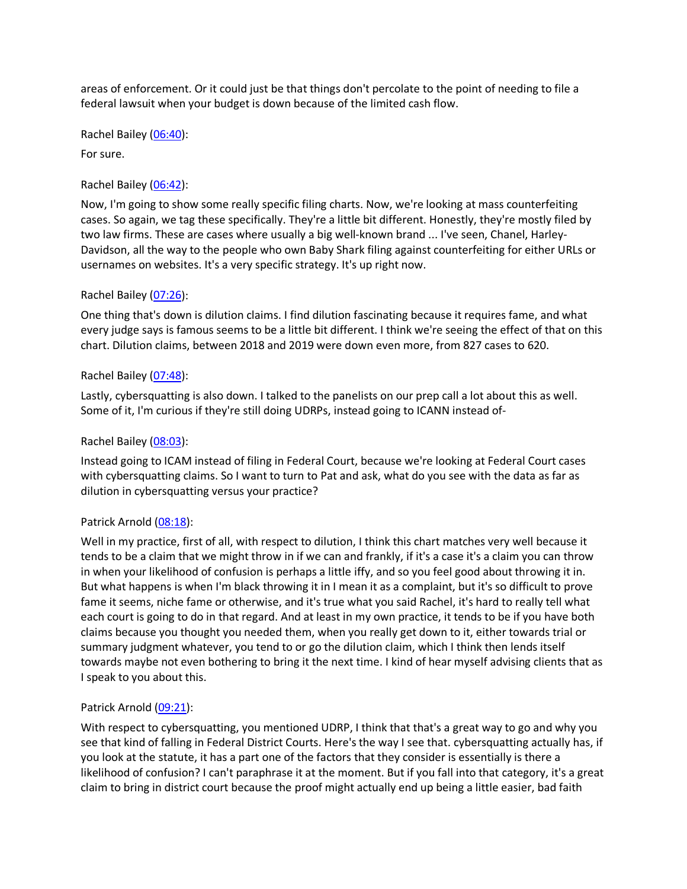areas of enforcement. Or it could just be that things don't percolate to the point of needing to file a federal lawsuit when your budget is down because of the limited cash flow.

Rachel Bailey ([06:40](#)):

For sure.

Rachel Bailey ([06:42](#)):

Now, I'm going to show some really specific filing charts. Now, we're looking at mass counterfeiting cases. So again, we tag these specifically. They're a little bit different. Honestly, they're mostly filed by two law firms. These are cases where usually a big well-known brand ... I've seen, Chanel, Harley-Davidson, all the way to the people who own Baby Shark filing against counterfeiting for either URLs or usernames on websites. It's a very specific strategy. It's up right now.

Rachel Bailey ([07:26](#)):

One thing that's down is dilution claims. I find dilution fascinating because it requires fame, and what every judge says is famous seems to be a little bit different. I think we're seeing the effect of that on this chart. Dilution claims, between 2018 and 2019 were down even more, from 827 cases to 620.

Rachel Bailey ([07:48](#)):

Lastly, cybersquatting is also down. I talked to the panelists on our prep call a lot about this as well. Some of it, I'm curious if they're still doing UDRPs, instead going to ICANN instead of-

Rachel Bailey ([08:03](#)):

Instead going to ICAM instead of filing in Federal Court, because we're looking at Federal Court cases with cybersquatting claims. So I want to turn to Pat and ask, what do you see with the data as far as dilution in cybersquatting versus your practice?

Patrick Arnold ([08:18](#)):

Well in my practice, first of all, with respect to dilution, I think this chart matches very well because it tends to be a claim that we might throw in if we can and frankly, if it's a case it's a claim you can throw in when your likelihood of confusion is perhaps a little iffy, and so you feel good about throwing it in. But what happens is when I'm black throwing it in I mean it as a complaint, but it's so difficult to prove fame it seems, niche fame or otherwise, and it's true what you said Rachel, it's hard to really tell what each court is going to do in that regard. And at least in my own practice, it tends to be if you have both claims because you thought you needed them, when you really get down to it, either towards trial or summary judgment whatever, you tend to or go the dilution claim, which I think then lends itself towards maybe not even bothering to bring it the next time. I kind of hear myself advising clients that as I speak to you about this.

Patrick Arnold ([09:21](#)):

With respect to cybersquatting, you mentioned UDRP, I think that that's a great way to go and why you see that kind of falling in Federal District Courts. Here's the way I see that. cybersquatting actually has, if you look at the statute, it has a part one of the factors that they consider is essentially is there a likelihood of confusion? I can't paraphrase it at the moment. But if you fall into that category, it's a great claim to bring in district court because the proof might actually end up being a little easier, bad faith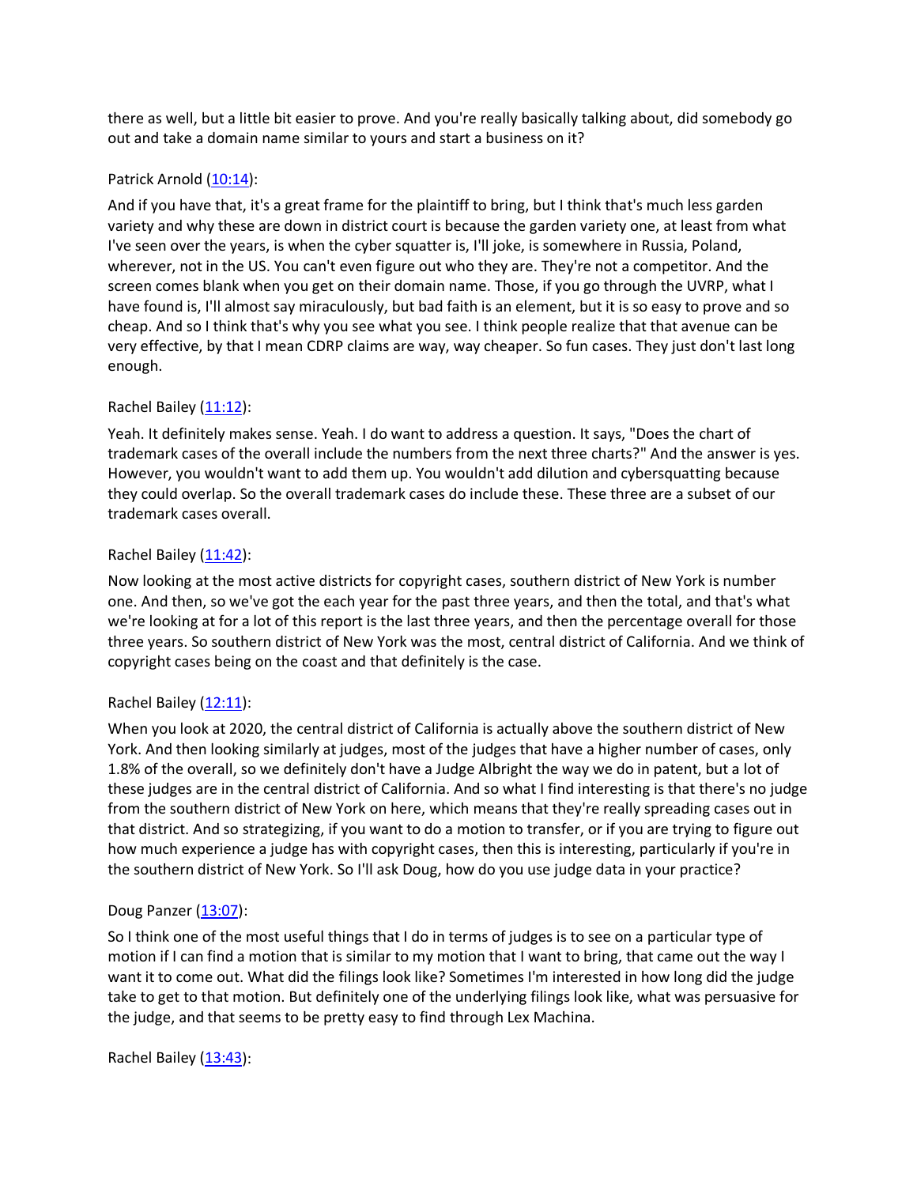there as well, but a little bit easier to prove. And you're really basically talking about, did somebody go out and take a domain name similar to yours and start a business on it?

Patrick Arnold ([10:14](#)):

And if you have that, it's a great frame for the plaintiff to bring, but I think that's much less garden variety and why these are down in district court is because the garden variety one, at least from what I've seen over the years, is when the cyber squatter is, I'll joke, is somewhere in Russia, Poland, wherever, not in the US. You can't even figure out who they are. They're not a competitor. And the screen comes blank when you get on their domain name. Those, if you go through the UVRP, what I have found is, I'll almost say miraculously, but bad faith is an element, but it is so easy to prove and so cheap. And so I think that's why you see what you see. I think people realize that that avenue can be very effective, by that I mean CDRP claims are way, way cheaper. So fun cases. They just don't last long enough.

Rachel Bailey ([11:12](#)):

Yeah. It definitely makes sense. Yeah. I do want to address a question. It says, "Does the chart of trademark cases of the overall include the numbers from the next three charts?" And the answer is yes. However, you wouldn't want to add them up. You wouldn't add dilution and cybersquatting because they could overlap. So the overall trademark cases do include these. These three are a subset of our trademark cases overall.

Rachel Bailey ([11:42](#)):

Now looking at the most active districts for copyright cases, southern district of New York is number one. And then, so we've got the each year for the past three years, and then the total, and that's what we're looking at for a lot of this report is the last three years, and then the percentage overall for those three years. So southern district of New York was the most, central district of California. And we think of copyright cases being on the coast and that definitely is the case.

Rachel Bailey ([12:11](#)):

When you look at 2020, the central district of California is actually above the southern district of New York. And then looking similarly at judges, most of the judges that have a higher number of cases, only 1.8% of the overall, so we definitely don't have a Judge Albright the way we do in patent, but a lot of these judges are in the central district of California. And so what I find interesting is that there's no judge from the southern district of New York on here, which means that they're really spreading cases out in that district. And so strategizing, if you want to do a motion to transfer, or if you are trying to figure out how much experience a judge has with copyright cases, then this is interesting, particularly if you're in the southern district of New York. So I'll ask Doug, how do you use judge data in your practice?

Doug Panzer ([13:07](#)):

So I think one of the most useful things that I do in terms of judges is to see on a particular type of motion if I can find a motion that is similar to my motion that I want to bring, that came out the way I want it to come out. What did the filings look like? Sometimes I'm interested in how long did the judge take to get to that motion. But definitely one of the underlying filings look like, what was persuasive for the judge, and that seems to be pretty easy to find through Lex Machina.

Rachel Bailey ([13:43](#)):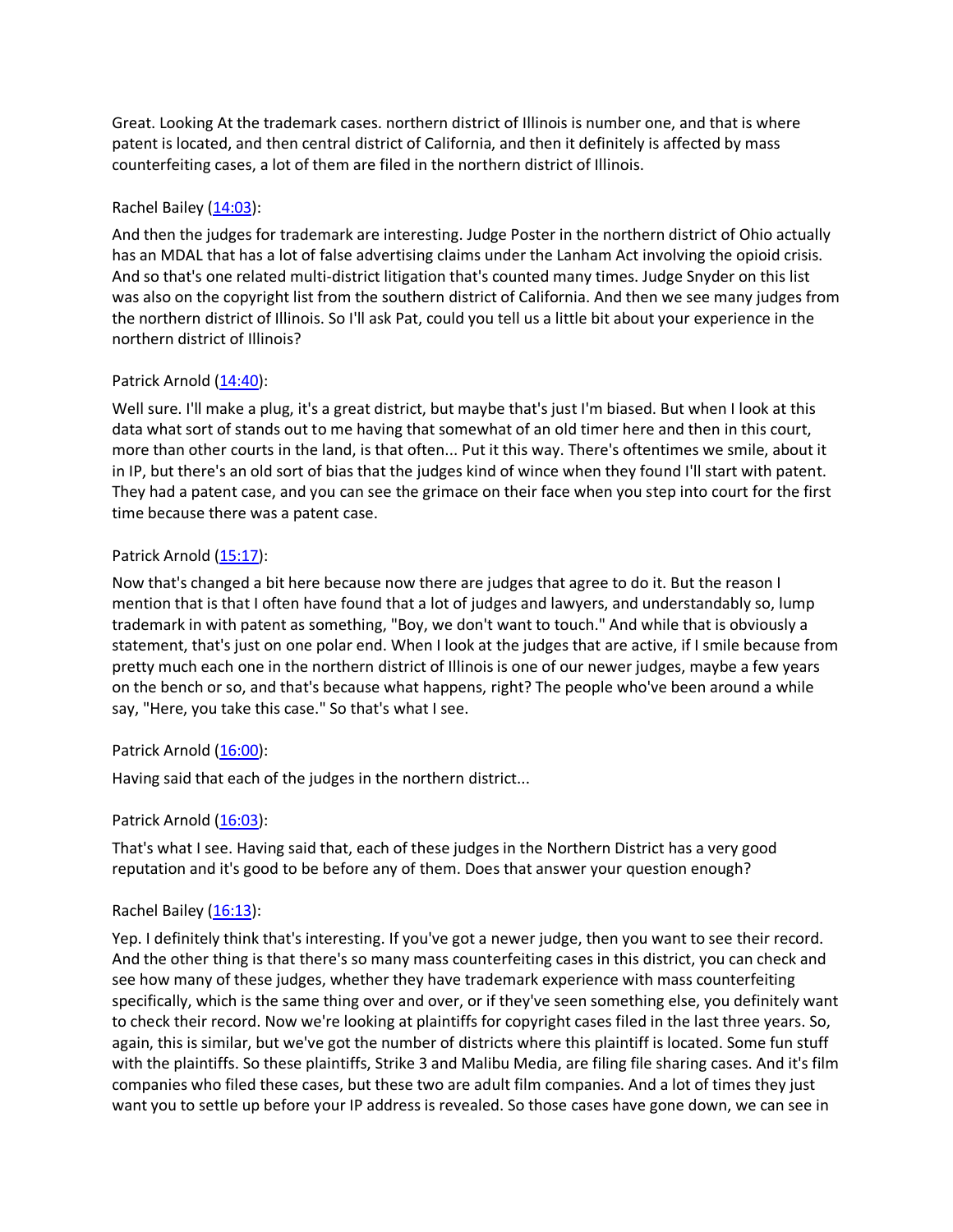Great. Looking At the trademark cases. northern district of Illinois is number one, and that is where patent is located, and then central district of California, and then it definitely is affected by mass counterfeiting cases, a lot of them are filed in the northern district of Illinois.

Rachel Bailey ([14:03](#)):

And then the judges for trademark are interesting. Judge Poster in the northern district of Ohio actually has an MDAL that has a lot of false advertising claims under the Lanham Act involving the opioid crisis. And so that's one related multi-district litigation that's counted many times. Judge Snyder on this list was also on the copyright list from the southern district of California. And then we see many judges from the northern district of Illinois. So I'll ask Pat, could you tell us a little bit about your experience in the northern district of Illinois?

Patrick Arnold ([14:40](#)):

Well sure. I'll make a plug, it's a great district, but maybe that's just I'm biased. But when I look at this data what sort of stands out to me having that somewhat of an old timer here and then in this court, more than other courts in the land, is that often... Put it this way. There's oftentimes we smile, about it in IP, but there's an old sort of bias that the judges kind of wince when they found I'll start with patent. They had a patent case, and you can see the grimace on their face when you step into court for the first time because there was a patent case.

Patrick Arnold ([15:17](#)):

Now that's changed a bit here because now there are judges that agree to do it. But the reason I mention that is that I often have found that a lot of judges and lawyers, and understandably so, lump trademark in with patent as something, "Boy, we don't want to touch." And while that is obviously a statement, that's just on one polar end. When I look at the judges that are active, if I smile because from pretty much each one in the northern district of Illinois is one of our newer judges, maybe a few years on the bench or so, and that's because what happens, right? The people who've been around a while say, "Here, you take this case." So that's what I see.

Patrick Arnold ([16:00](#)):

Having said that each of the judges in the northern district...

Patrick Arnold ([16:03](#)):

That's what I see. Having said that, each of these judges in the Northern District has a very good reputation and it's good to be before any of them. Does that answer your question enough?

Rachel Bailey ([16:13](#)):

Yep. I definitely think that's interesting. If you've got a newer judge, then you want to see their record. And the other thing is that there's so many mass counterfeiting cases in this district, you can check and see how many of these judges, whether they have trademark experience with mass counterfeiting specifically, which is the same thing over and over, or if they've seen something else, you definitely want to check their record. Now we're looking at plaintiffs for copyright cases filed in the last three years. So, again, this is similar, but we've got the number of districts where this plaintiff is located. Some fun stuff with the plaintiffs. So these plaintiffs, Strike 3 and Malibu Media, are filing file sharing cases. And it's film companies who filed these cases, but these two are adult film companies. And a lot of times they just want you to settle up before your IP address is revealed. So those cases have gone down, we can see in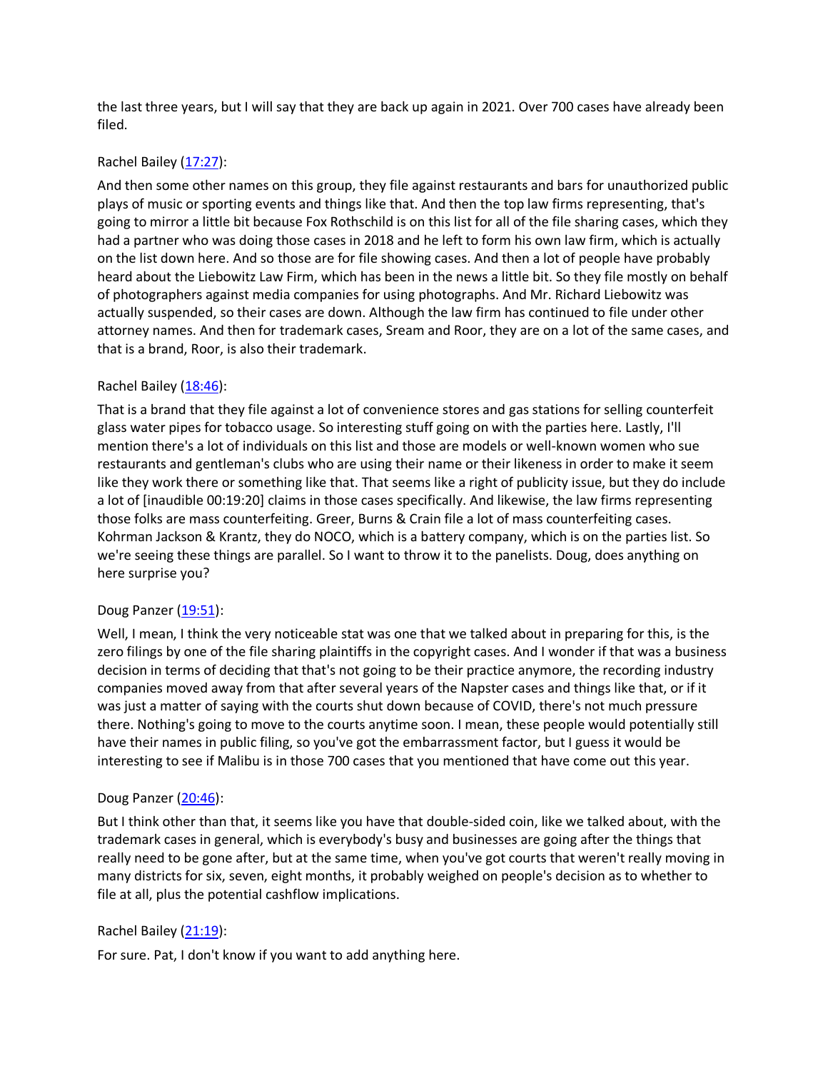the last three years, but I will say that they are back up again in 2021. Over 700 cases have already been filed.

Rachel Bailey ([17:27](#)):

And then some other names on this group, they file against restaurants and bars for unauthorized public plays of music or sporting events and things like that. And then the top law firms representing, that's going to mirror a little bit because Fox Rothschild is on this list for all of the file sharing cases, which they had a partner who was doing those cases in 2018 and he left to form his own law firm, which is actually on the list down here. And so those are for file showing cases. And then a lot of people have probably heard about the Liebowitz Law Firm, which has been in the news a little bit. So they file mostly on behalf of photographers against media companies for using photographs. And Mr. Richard Liebowitz was actually suspended, so their cases are down. Although the law firm has continued to file under other attorney names. And then for trademark cases, Sream and Roor, they are on a lot of the same cases, and that is a brand, Roor, is also their trademark.

Rachel Bailey ([18:46](#)):

That is a brand that they file against a lot of convenience stores and gas stations for selling counterfeit glass water pipes for tobacco usage. So interesting stuff going on with the parties here. Lastly, I'll mention there's a lot of individuals on this list and those are models or well-known women who sue restaurants and gentleman's clubs who are using their name or their likeness in order to make it seem like they work there or something like that. That seems like a right of publicity issue, but they do include a lot of [inaudible 00:19:20] claims in those cases specifically. And likewise, the law firms representing those folks are mass counterfeiting. Greer, Burns & Crain file a lot of mass counterfeiting cases. Kohrman Jackson & Krantz, they do NOCO, which is a battery company, which is on the parties list. So we're seeing these things are parallel. So I want to throw it to the panelists. Doug, does anything on here surprise you?

Doug Panzer ([19:51](#)):

Well, I mean, I think the very noticeable stat was one that we talked about in preparing for this, is the zero filings by one of the file sharing plaintiffs in the copyright cases. And I wonder if that was a business decision in terms of deciding that that's not going to be their practice anymore, the recording industry companies moved away from that after several years of the Napster cases and things like that, or if it was just a matter of saying with the courts shut down because of COVID, there's not much pressure there. Nothing's going to move to the courts anytime soon. I mean, these people would potentially still have their names in public filing, so you've got the embarrassment factor, but I guess it would be interesting to see if Malibu is in those 700 cases that you mentioned that have come out this year.

Doug Panzer ([20:46](#)):

But I think other than that, it seems like you have that double-sided coin, like we talked about, with the trademark cases in general, which is everybody's busy and businesses are going after the things that really need to be gone after, but at the same time, when you've got courts that weren't really moving in many districts for six, seven, eight months, it probably weighed on people's decision as to whether to file at all, plus the potential cashflow implications.

Rachel Bailey ([21:19](#)):

For sure. Pat, I don't know if you want to add anything here.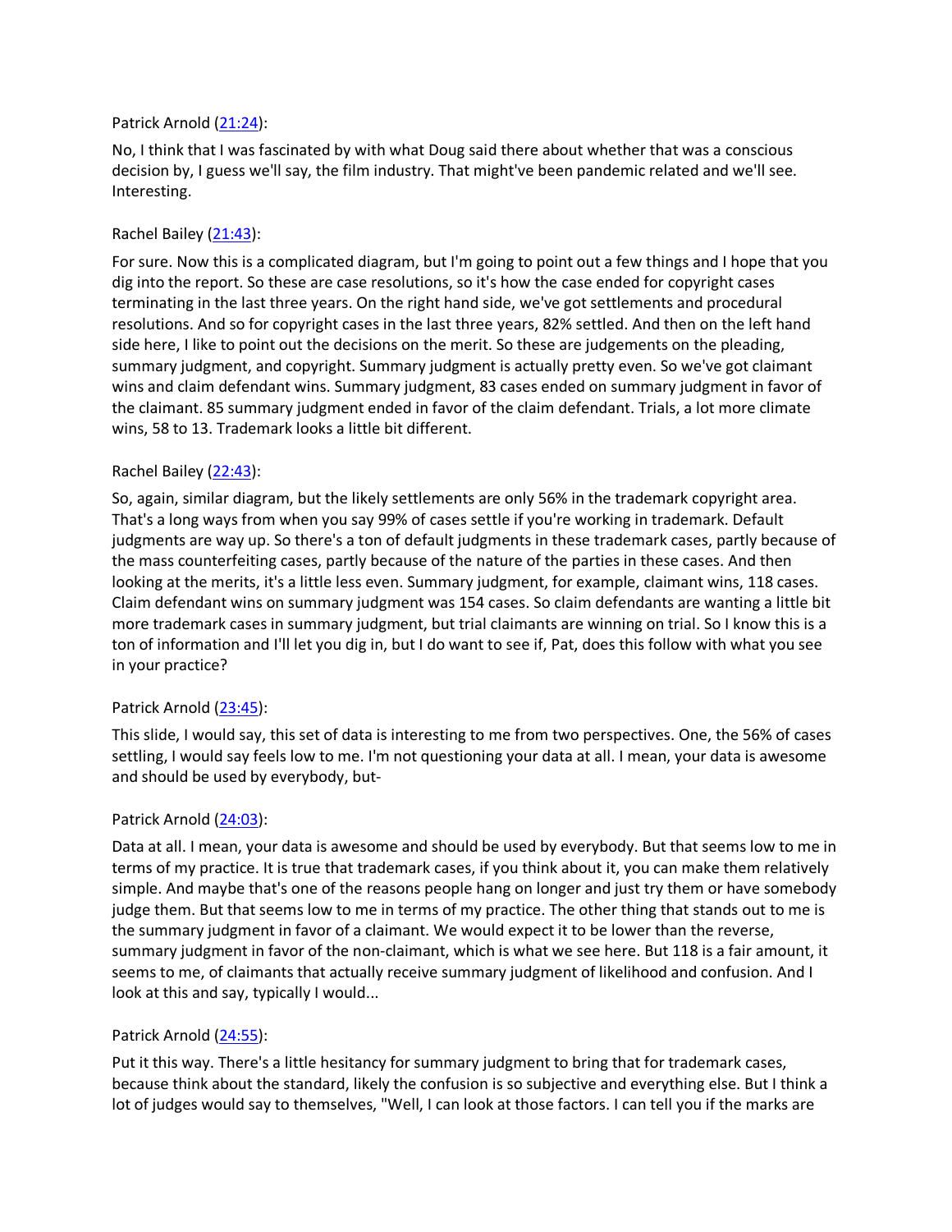Patrick Arnold ([21:24](#)):

No, I think that I was fascinated by with what Doug said there about whether that was a conscious decision by, I guess we'll say, the film industry. That might've been pandemic related and we'll see. Interesting.

Rachel Bailey ([21:43](#)):

For sure. Now this is a complicated diagram, but I'm going to point out a few things and I hope that you dig into the report. So these are case resolutions, so it's how the case ended for copyright cases terminating in the last three years. On the right hand side, we've got settlements and procedural resolutions. And so for copyright cases in the last three years, 82% settled. And then on the left hand side here, I like to point out the decisions on the merit. So these are judgements on the pleading, summary judgment, and copyright. Summary judgment is actually pretty even. So we've got claimant wins and claim defendant wins. Summary judgment, 83 cases ended on summary judgment in favor of the claimant. 85 summary judgment ended in favor of the claim defendant. Trials, a lot more climate wins, 58 to 13. Trademark looks a little bit different.

Rachel Bailey ([22:43](#)):

So, again, similar diagram, but the likely settlements are only 56% in the trademark copyright area. That's a long ways from when you say 99% of cases settle if you're working in trademark. Default judgments are way up. So there's a ton of default judgments in these trademark cases, partly because of the mass counterfeiting cases, partly because of the nature of the parties in these cases. And then looking at the merits, it's a little less even. Summary judgment, for example, claimant wins, 118 cases. Claim defendant wins on summary judgment was 154 cases. So claim defendants are wanting a little bit more trademark cases in summary judgment, but trial claimants are winning on trial. So I know this is a ton of information and I'll let you dig in, but I do want to see if, Pat, does this follow with what you see in your practice?

Patrick Arnold ([23:45](#)):

This slide, I would say, this set of data is interesting to me from two perspectives. One, the 56% of cases settling, I would say feels low to me. I'm not questioning your data at all. I mean, your data is awesome and should be used by everybody, but-

Patrick Arnold ([24:03](#)):

Data at all. I mean, your data is awesome and should be used by everybody. But that seems low to me in terms of my practice. It is true that trademark cases, if you think about it, you can make them relatively simple. And maybe that's one of the reasons people hang on longer and just try them or have somebody judge them. But that seems low to me in terms of my practice. The other thing that stands out to me is the summary judgment in favor of a claimant. We would expect it to be lower than the reverse, summary judgment in favor of the non-claimant, which is what we see here. But 118 is a fair amount, it seems to me, of claimants that actually receive summary judgment of likelihood and confusion. And I look at this and say, typically I would...

Patrick Arnold ([24:55](#)):

Put it this way. There's a little hesitancy for summary judgment to bring that for trademark cases, because think about the standard, likely the confusion is so subjective and everything else. But I think a lot of judges would say to themselves, "Well, I can look at those factors. I can tell you if the marks are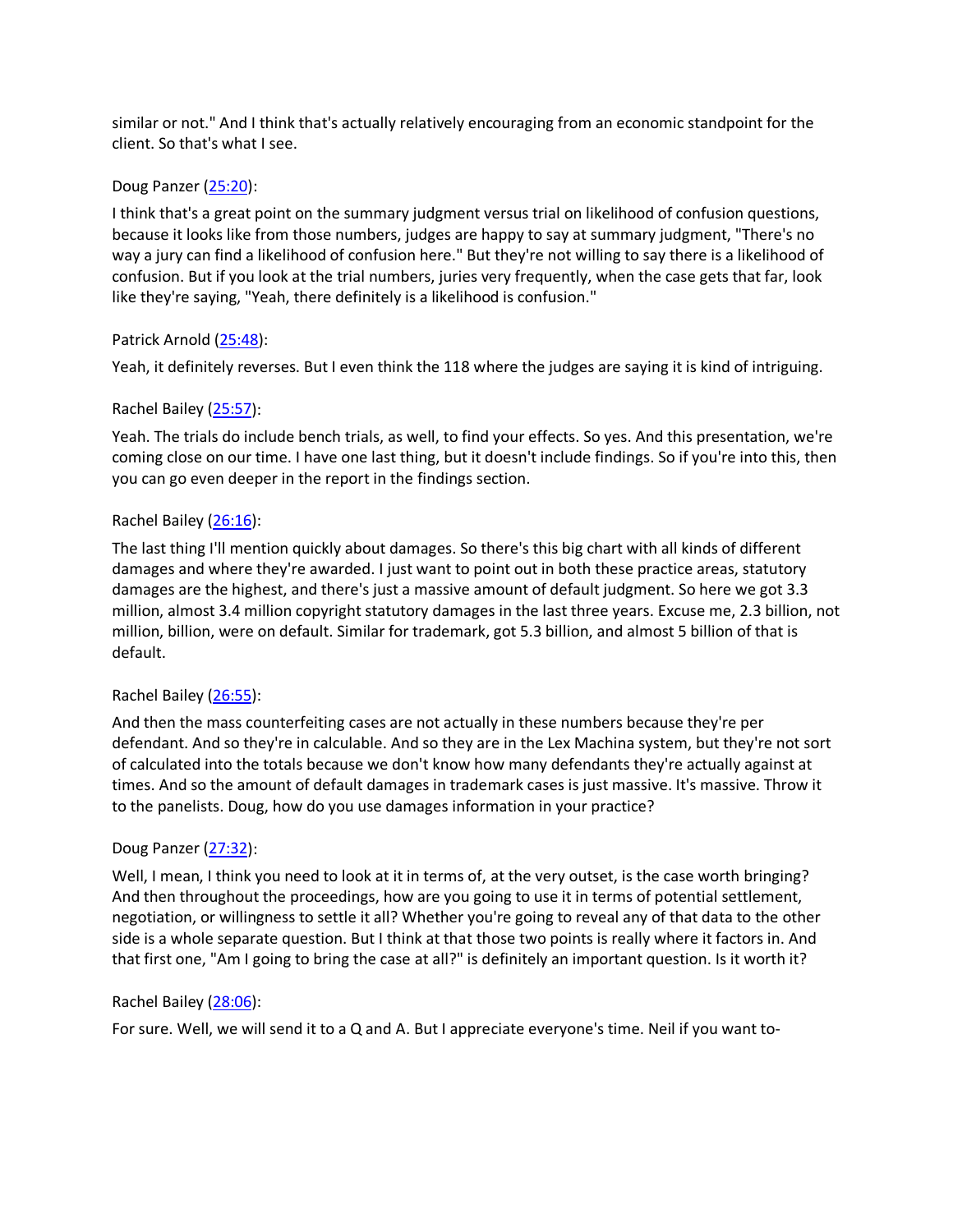similar or not." And I think that's actually relatively encouraging from an economic standpoint for the client. So that's what I see.

Doug Panzer (25:20):

I think that's a great point on the summary judgment versus trial on likelihood of confusion questions, because it looks like from those numbers, judges are happy to say at summary judgment, "There's no way a jury can find a likelihood of confusion here." But they're not willing to say there is a likelihood of confusion. But if you look at the trial numbers, juries very frequently, when the case gets that far, look like they're saying, "Yeah, there definitely is a likelihood is confusion."

Patrick Arnold (25:48):

Yeah, it definitely reverses. But I even think the 118 where the judges are saying it is kind of intriguing.

Rachel Bailey (25:57):

Yeah. The trials do include bench trials, as well, to find your effects. So yes. And this presentation, we're coming close on our time. I have one last thing, but it doesn't include findings. So if you're into this, then you can go even deeper in the report in the findings section.

Rachel Bailey (26:16):

The last thing I'll mention quickly about damages. So there's this big chart with all kinds of different damages and where they're awarded. I just want to point out in both these practice areas, statutory damages are the highest, and there's just a massive amount of default judgment. So here we got 3.3 million, almost 3.4 million copyright statutory damages in the last three years. Excuse me, 2.3 billion, not million, billion, were on default. Similar for trademark, got 5.3 billion, and almost 5 billion of that is default.

Rachel Bailey (26:55):

And then the mass counterfeiting cases are not actually in these numbers because they're per defendant. And so they're in calculable. And so they are in the Lex Machina system, but they're not sort of calculated into the totals because we don't know how many defendants they're actually against at times. And so the amount of default damages in trademark cases is just massive. It's massive. Throw it to the panelists. Doug, how do you use damages information in your practice?

Doug Panzer (27:32):

Well, I mean, I think you need to look at it in terms of, at the very outset, is the case worth bringing? And then throughout the proceedings, how are you going to use it in terms of potential settlement, negotiation, or willingness to settle it all? Whether you're going to reveal any of that data to the other side is a whole separate question. But I think at that those two points is really where it factors in. And that first one, "Am I going to bring the case at all?" is definitely an important question. Is it worth it?

Rachel Bailey (28:06):

For sure. Well, we will send it to a Q and A. But I appreciate everyone's time. Neil if you want to-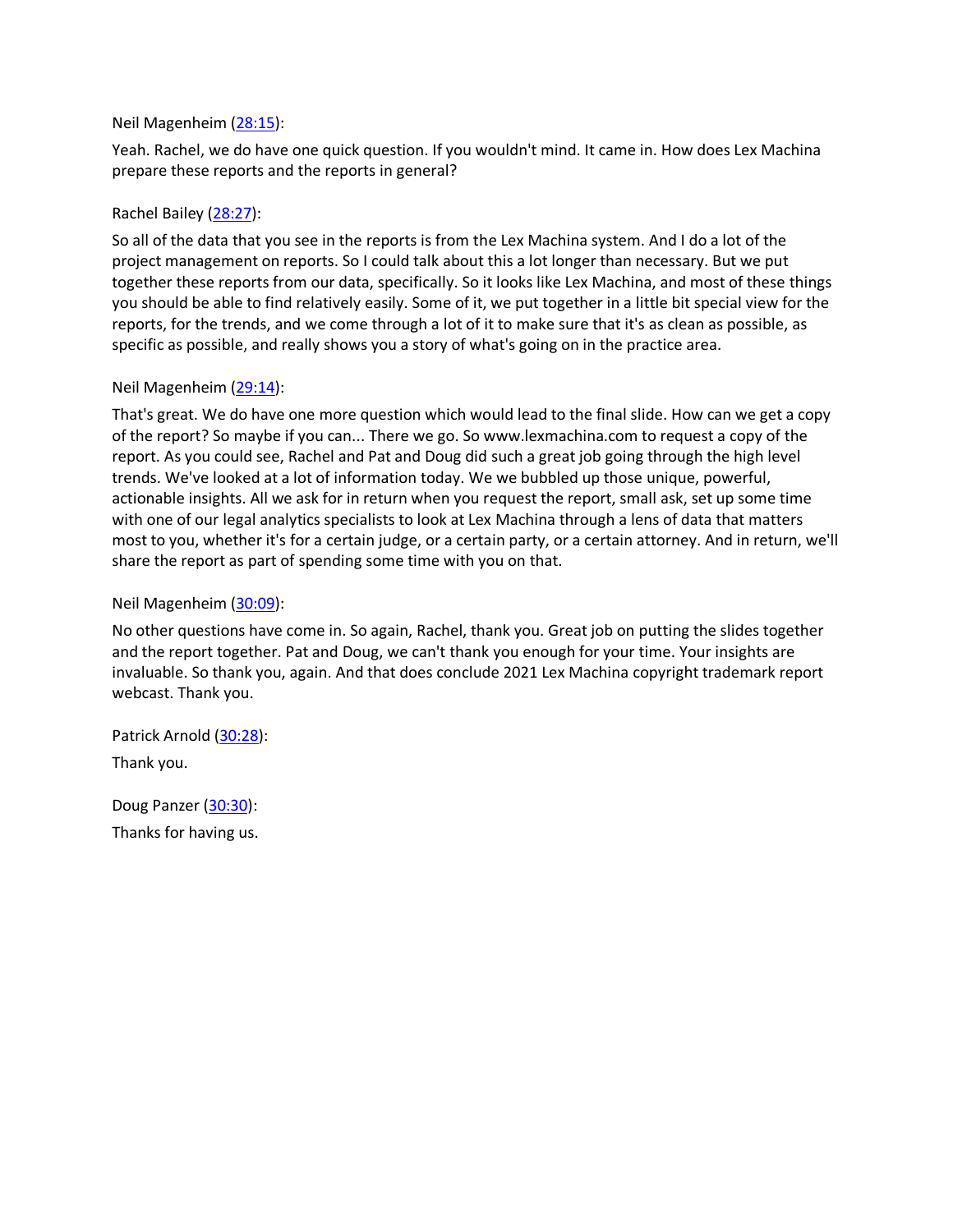Neil Magenheim ([28:15](#)):

Yeah. Rachel, we do have one quick question. If you wouldn't mind. It came in. How does Lex Machina prepare these reports and the reports in general?

Rachel Bailey ([28:27](#)):

So all of the data that you see in the reports is from the Lex Machina system. And I do a lot of the project management on reports. So I could talk about this a lot longer than necessary. But we put together these reports from our data, specifically. So it looks like Lex Machina, and most of these things you should be able to find relatively easily. Some of it, we put together in a little bit special view for the reports, for the trends, and we come through a lot of it to make sure that it's as clean as possible, as specific as possible, and really shows you a story of what's going on in the practice area.

Neil Magenheim ([29:14](#)):

That's great. We do have one more question which would lead to the final slide. How can we get a copy of the report? So maybe if you can... There we go. So www.lexmachina.com to request a copy of the report. As you could see, Rachel and Pat and Doug did such a great job going through the high level trends. We've looked at a lot of information today. We we bubbled up those unique, powerful, actionable insights. All we ask for in return when you request the report, small ask, set up some time with one of our legal analytics specialists to look at Lex Machina through a lens of data that matters most to you, whether it's for a certain judge, or a certain party, or a certain attorney. And in return, we'll share the report as part of spending some time with you on that.

Neil Magenheim ([30:09](#)):

No other questions have come in. So again, Rachel, thank you. Great job on putting the slides together and the report together. Pat and Doug, we can't thank you enough for your time. Your insights are invaluable. So thank you, again. And that does conclude 2021 Lex Machina copyright trademark report webcast. Thank you.

Patrick Arnold ([30:28](#)):

Thank you.

Doug Panzer ([30:30](#)):

Thanks for having us.